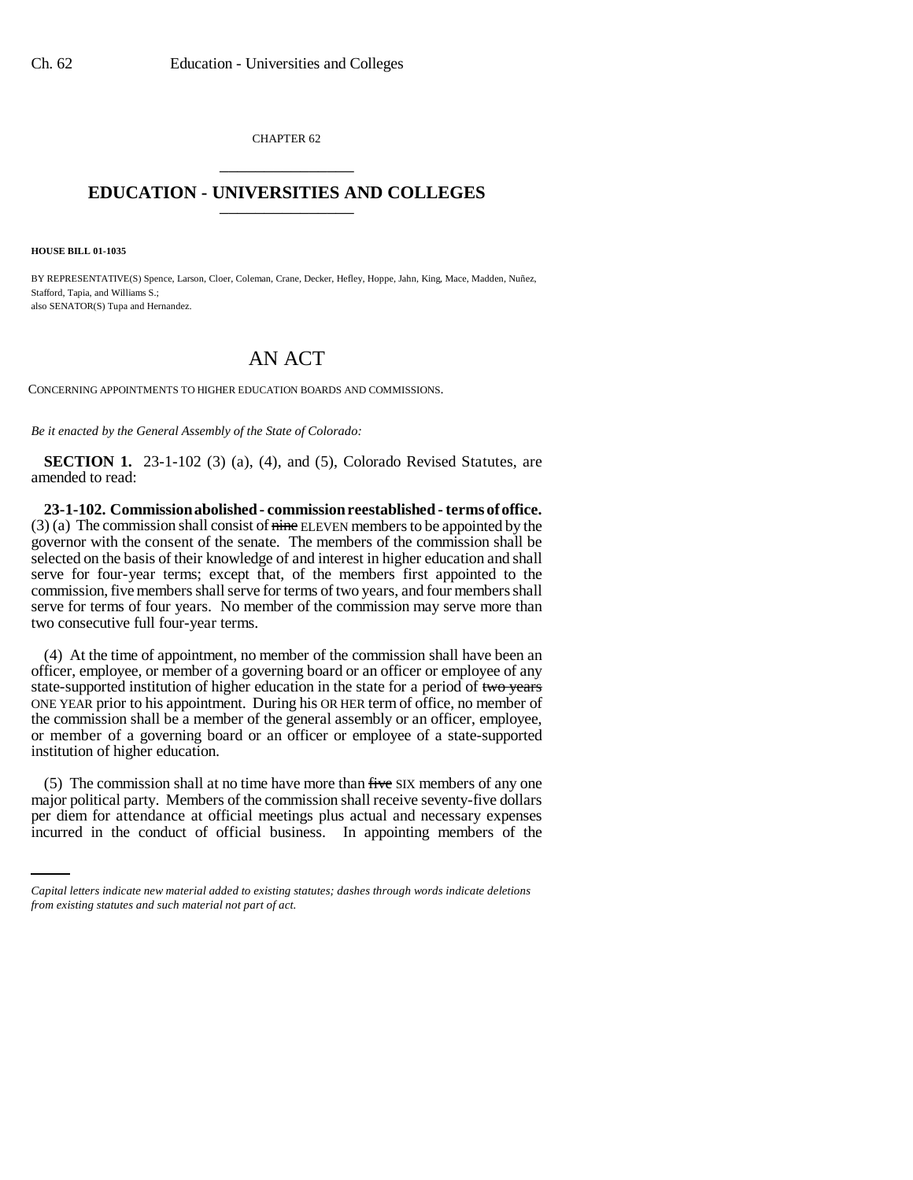CHAPTER 62

# EDUCATION - UNIVERSITIES AND COLLEGES

**HOUSE BILL 01-1035**

BY REPRESENTATIVE(S) Spence, Larson, Cloer, Coleman, Crane, Decker, Hefley, Hoppe, Jahn, King, Mace, Madden, Nuñez, Stafford, Tapia, and Williams S.;
also SENATOR(S) Tupa and Hernandez.

# AN ACT

CONCERNING APPOINTMENTS TO HIGHER EDUCATION BOARDS AND COMMISSIONS.

*Be it enacted by the General Assembly of the State of Colorado:*

**SECTION 1.** 23-1-102 (3) (a), (4), and (5), Colorado Revised Statutes, are amended to read:

**23-1-102. Commission abolished - commission reestablished - terms of office.** (3) (a) The commission shall consist of ~~nine~~ ELEVEN members to be appointed by the governor with the consent of the senate. The members of the commission shall be selected on the basis of their knowledge of and interest in higher education and shall serve for four-year terms; except that, of the members first appointed to the commission, five members shall serve for terms of two years, and four members shall serve for terms of four years. No member of the commission may serve more than two consecutive full four-year terms.

(4) At the time of appointment, no member of the commission shall have been an officer, employee, or member of a governing board or an officer or employee of any state-supported institution of higher education in the state for a period of ~~two years~~ ONE YEAR prior to his appointment. During his OR HER term of office, no member of the commission shall be a member of the general assembly or an officer, employee, or member of a governing board or an officer or employee of a state-supported institution of higher education.

(5) The commission shall at no time have more than ~~five~~ SIX members of any one major political party. Members of the commission shall receive seventy-five dollars per diem for attendance at official meetings plus actual and necessary expenses incurred in the conduct of official business. In appointing members of the

*Capital letters indicate new material added to existing statutes; dashes through words indicate deletions from existing statutes and such material not part of act.*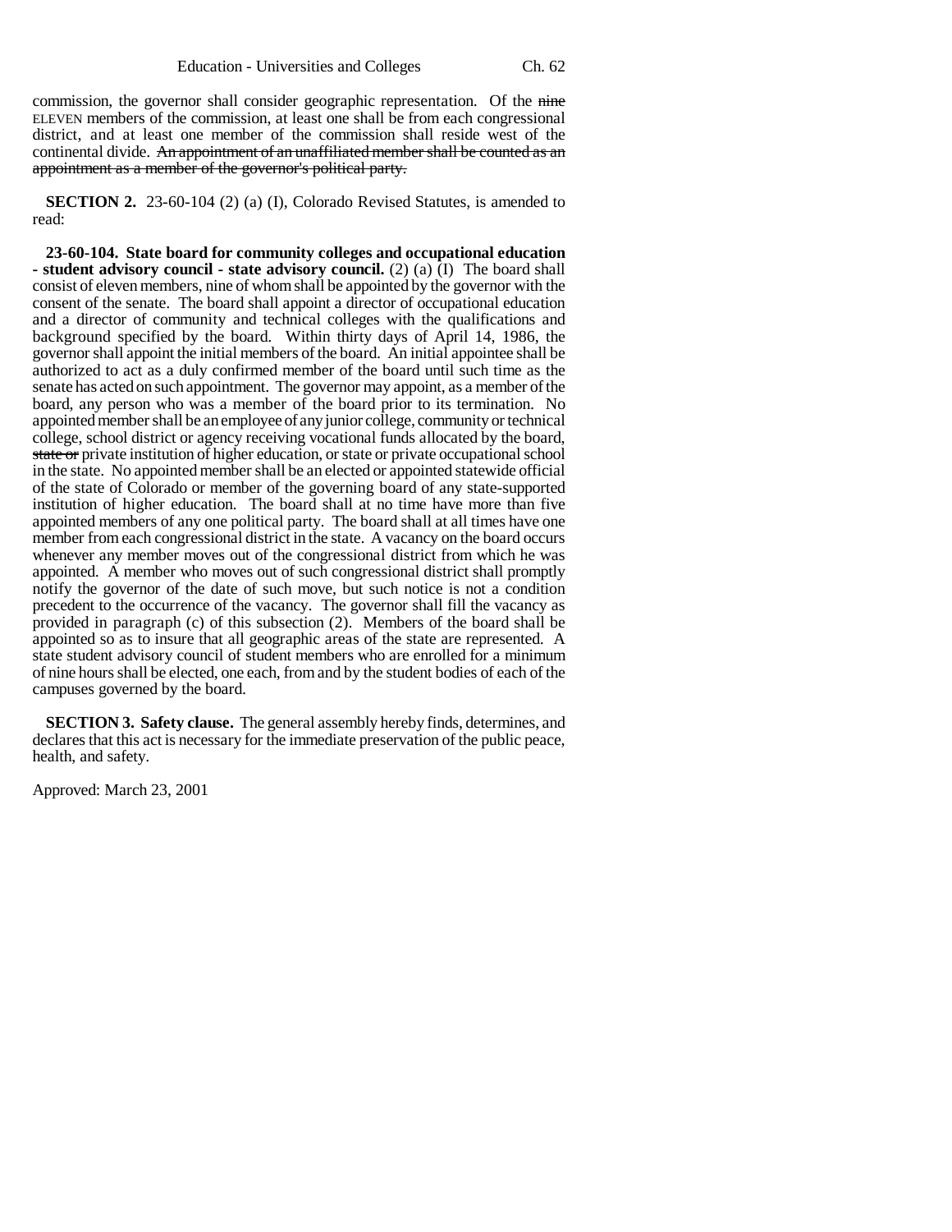commission, the governor shall consider geographic representation. Of the ~~nine~~ ELEVEN members of the commission, at least one shall be from each congressional district, and at least one member of the commission shall reside west of the continental divide. ~~An appointment of an unaffiliated member shall be counted as an appointment as a member of the governor's political party.~~

**SECTION 2.** 23-60-104 (2) (a) (I), Colorado Revised Statutes, is amended to read:

**23-60-104. State board for community colleges and occupational education - student advisory council - state advisory council.** (2) (a) (I) The board shall consist of eleven members, nine of whom shall be appointed by the governor with the consent of the senate. The board shall appoint a director of occupational education and a director of community and technical colleges with the qualifications and background specified by the board. Within thirty days of April 14, 1986, the governor shall appoint the initial members of the board. An initial appointee shall be authorized to act as a duly confirmed member of the board until such time as the senate has acted on such appointment. The governor may appoint, as a member of the board, any person who was a member of the board prior to its termination. No appointed member shall be an employee of any junior college, community or technical college, school district or agency receiving vocational funds allocated by the board, ~~state or~~ private institution of higher education, or state or private occupational school in the state. No appointed member shall be an elected or appointed statewide official of the state of Colorado or member of the governing board of any state-supported institution of higher education. The board shall at no time have more than five appointed members of any one political party. The board shall at all times have one member from each congressional district in the state. A vacancy on the board occurs whenever any member moves out of the congressional district from which he was appointed. A member who moves out of such congressional district shall promptly notify the governor of the date of such move, but such notice is not a condition precedent to the occurrence of the vacancy. The governor shall fill the vacancy as provided in paragraph (c) of this subsection (2). Members of the board shall be appointed so as to insure that all geographic areas of the state are represented. A state student advisory council of student members who are enrolled for a minimum of nine hours shall be elected, one each, from and by the student bodies of each of the campuses governed by the board.

**SECTION 3. Safety clause.** The general assembly hereby finds, determines, and declares that this act is necessary for the immediate preservation of the public peace, health, and safety.

Approved: March 23, 2001